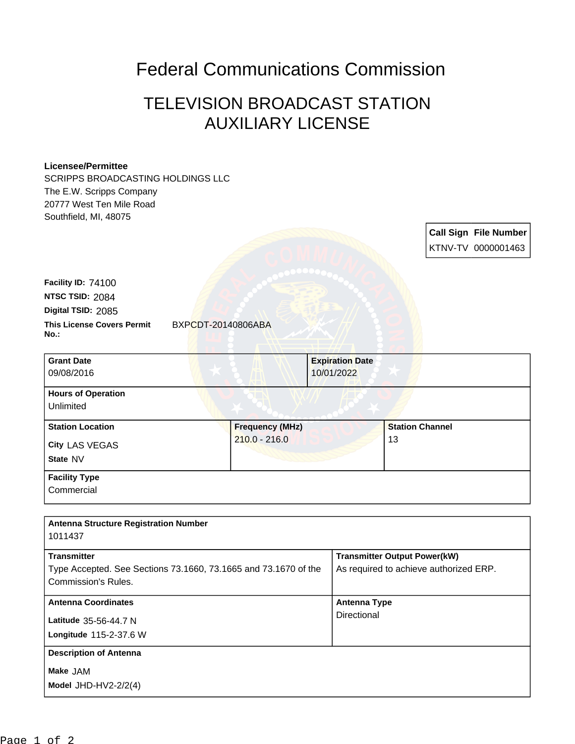# Federal Communications Commission

## TELEVISION BROADCAST STATION AUXILIARY LICENSE

**Licensee/Permittee**
SCRIPPS BROADCASTING HOLDINGS LLC
The E.W. Scripps Company
20777 West Ten Mile Road
Southfield, MI, 48075

| Call Sign | File Number |
|---|---|
| KTNV-TV | 0000001463 |

**Facility ID:** 74100
**NTSC TSID:** 2084
**Digital TSID:** 2085
**This License Covers Permit No.:** BXPCDT-20140806ABA

| Grant Date | Expiration Date |
|---|---|
| 09/08/2016 | 10/01/2022 |

**Hours of Operation**
Unlimited

| Station Location | Frequency (MHz) | Station Channel |
|---|---|---|
| City LAS VEGAS<br>State NV | 210.0 - 216.0 | 13 |

**Facility Type**
Commercial

**Antenna Structure Registration Number**
1011437

| Transmitter | Transmitter Output Power(kW) |
|---|---|
| Type Accepted. See Sections 73.1660, 73.1665 and 73.1670 of the Commission's Rules. | As required to achieve authorized ERP. |

| Antenna Coordinates | Antenna Type |
|---|---|
| Latitude 35-56-44.7 N<br>Longitude 115-2-37.6 W | Directional |

**Description of Antenna**
Make JAM
Model JHD-HV2-2/2(4)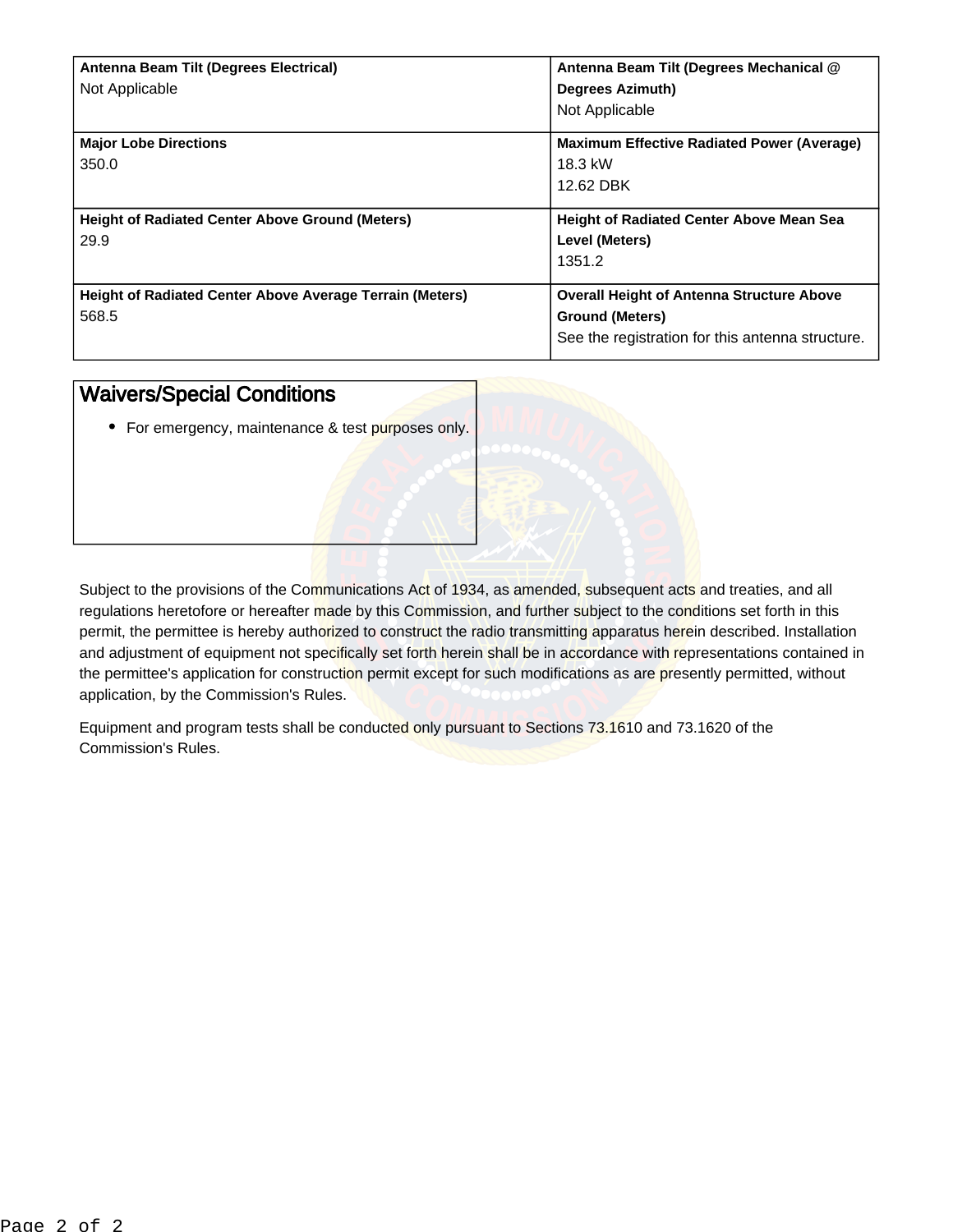| | |
|---|---|
| **Antenna Beam Tilt (Degrees Electrical)**<br>Not Applicable | **Antenna Beam Tilt (Degrees Mechanical @ Degrees Azimuth)**<br>Not Applicable |
| **Major Lobe Directions**<br>350.0 | **Maximum Effective Radiated Power (Average)**<br>18.3 kW<br>12.62 DBK |
| **Height of Radiated Center Above Ground (Meters)**<br>29.9 | **Height of Radiated Center Above Mean Sea Level (Meters)**<br>1351.2 |
| **Height of Radiated Center Above Average Terrain (Meters)**<br>568.5 | **Overall Height of Antenna Structure Above Ground (Meters)**<br>See the registration for this antenna structure. |

## Waivers/Special Conditions

- For emergency, maintenance & test purposes only.

Subject to the provisions of the Communications Act of 1934, as amended, subsequent acts and treaties, and all regulations heretofore or hereafter made by this Commission, and further subject to the conditions set forth in this permit, the permittee is hereby authorized to construct the radio transmitting apparatus herein described. Installation and adjustment of equipment not specifically set forth herein shall be in accordance with representations contained in the permittee's application for construction permit except for such modifications as are presently permitted, without application, by the Commission's Rules.

Equipment and program tests shall be conducted only pursuant to Sections 73.1610 and 73.1620 of the Commission's Rules.